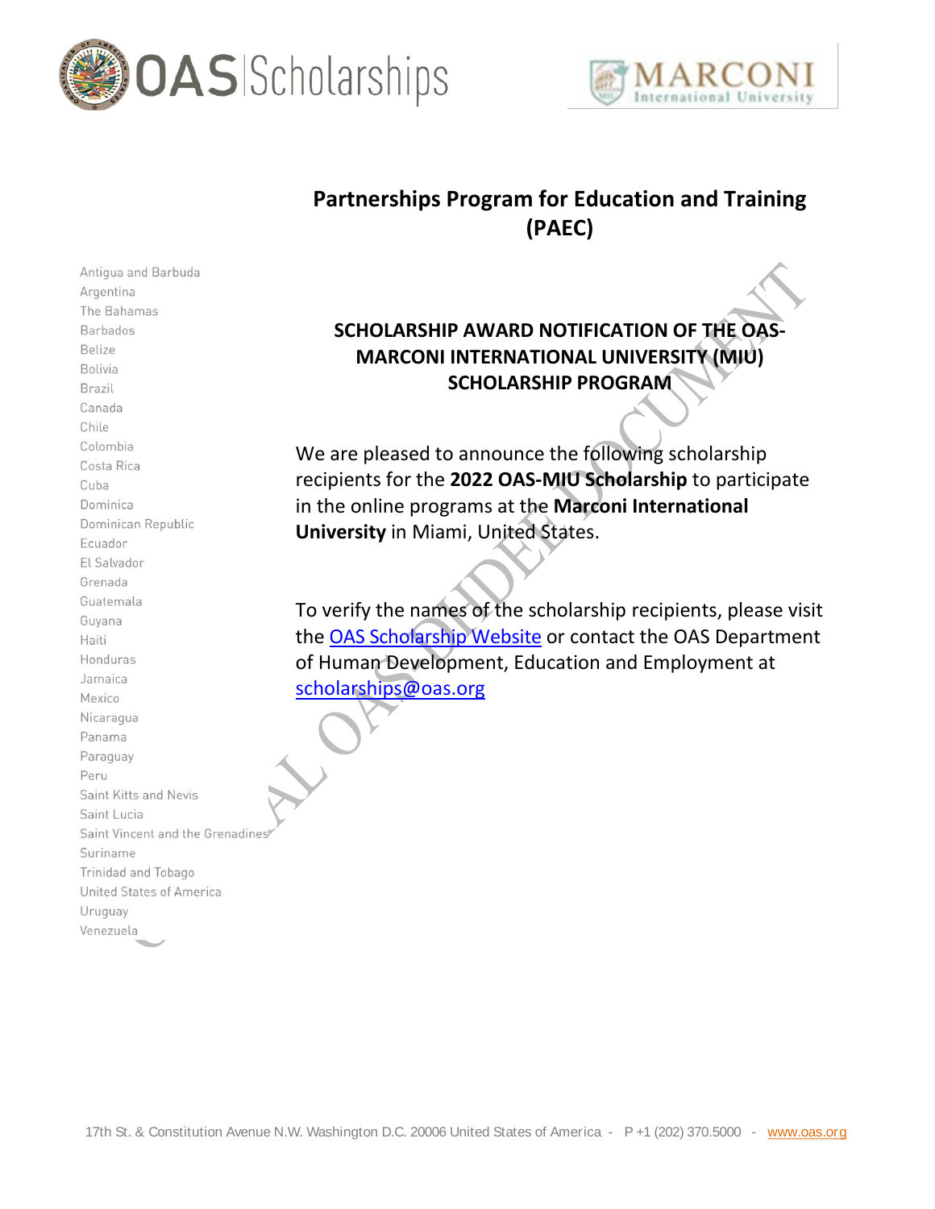OAS | Scholarships

MARCONI International University

# Partnerships Program for Education and Training (PAEC)

Antigua and Barbuda
Argentina
The Bahamas
Barbados
Belize
Bolivia
Brazil
Canada
Chile
Colombia
Costa Rica
Cuba
Dominica
Dominican Republic
Ecuador
El Salvador
Grenada
Guatemala
Guyana
Haiti
Honduras
Jamaica
Mexico
Nicaragua
Panama
Paraguay
Peru
Saint Kitts and Nevis
Saint Lucia
Saint Vincent and the Grenadines
Suriname
Trinidad and Tobago
United States of America
Uruguay
Venezuela

## SCHOLARSHIP AWARD NOTIFICATION OF THE OAS-MARCONI INTERNATIONAL UNIVERSITY (MIU) SCHOLARSHIP PROGRAM

We are pleased to announce the following scholarship recipients for the **2022 OAS-MIU Scholarship** to participate in the online programs at the **Marconi International University** in Miami, United States.

To verify the names of the scholarship recipients, please visit the [OAS Scholarship Website](#) or contact the OAS Department of Human Development, Education and Employment at scholarships@oas.org

17th St. & Constitution Avenue N.W. Washington D.C. 20006 United States of America - P +1 (202) 370.5000 - www.oas.org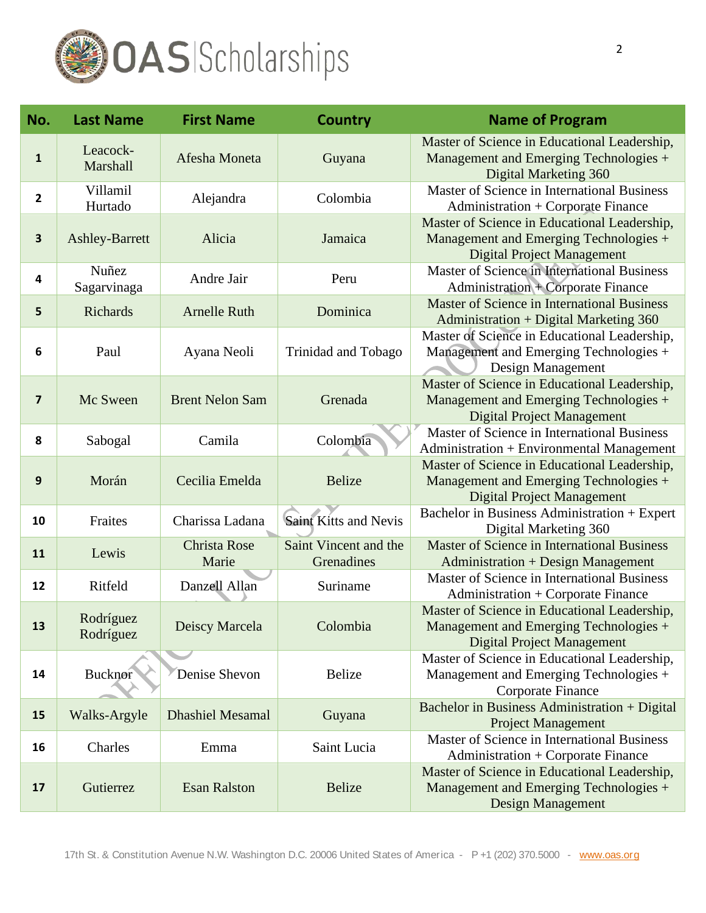| No. | Last Name | First Name | Country | Name of Program |
|---|---|---|---|---|
| 1 | Leacock-Marshall | Afesha Moneta | Guyana | Master of Science in Educational Leadership, Management and Emerging Technologies + Digital Marketing 360 |
| 2 | Villamil Hurtado | Alejandra | Colombia | Master of Science in International Business Administration + Corporate Finance |
| 3 | Ashley-Barrett | Alicia | Jamaica | Master of Science in Educational Leadership, Management and Emerging Technologies + Digital Project Management |
| 4 | Nuñez Sagarvinaga | Andre Jair | Peru | Master of Science in International Business Administration + Corporate Finance |
| 5 | Richards | Arnelle Ruth | Dominica | Master of Science in International Business Administration + Digital Marketing 360 |
| 6 | Paul | Ayana Neoli | Trinidad and Tobago | Master of Science in Educational Leadership, Management and Emerging Technologies + Design Management |
| 7 | Mc Sween | Brent Nelon Sam | Grenada | Master of Science in Educational Leadership, Management and Emerging Technologies + Digital Project Management |
| 8 | Sabogal | Camila | Colombia | Master of Science in International Business Administration + Environmental Management |
| 9 | Morán | Cecilia Emelda | Belize | Master of Science in Educational Leadership, Management and Emerging Technologies + Digital Project Management |
| 10 | Fraites | Charissa Ladana | Saint Kitts and Nevis | Bachelor in Business Administration + Expert Digital Marketing 360 |
| 11 | Lewis | Christa Rose Marie | Saint Vincent and the Grenadines | Master of Science in International Business Administration + Design Management |
| 12 | Ritfeld | Danzell Allan | Suriname | Master of Science in International Business Administration + Corporate Finance |
| 13 | Rodríguez Rodríguez | Deiscy Marcela | Colombia | Master of Science in Educational Leadership, Management and Emerging Technologies + Digital Project Management |
| 14 | Bucknor | Denise Shevon | Belize | Master of Science in Educational Leadership, Management and Emerging Technologies + Corporate Finance |
| 15 | Walks-Argyle | Dhashiel Mesamal | Guyana | Bachelor in Business Administration + Digital Project Management |
| 16 | Charles | Emma | Saint Lucia | Master of Science in International Business Administration + Corporate Finance |
| 17 | Gutierrez | Esan Ralston | Belize | Master of Science in Educational Leadership, Management and Emerging Technologies + Design Management |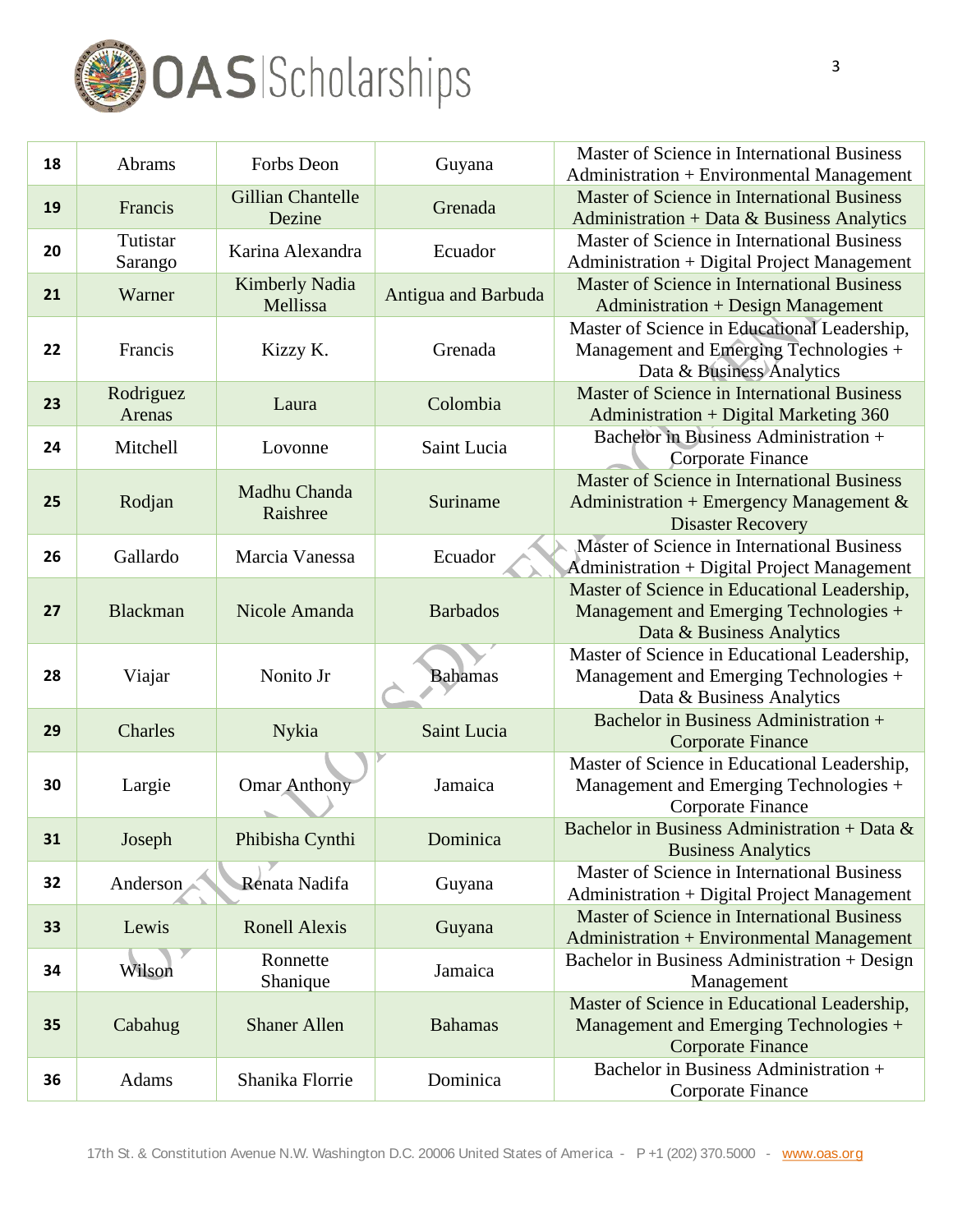| 18 | Abrams | Forbs Deon | Guyana | Master of Science in International Business Administration + Environmental Management |
|---|---|---|---|---|
| 19 | Francis | Gillian Chantelle Dezine | Grenada | Master of Science in International Business Administration + Data & Business Analytics |
| 20 | Tutistar Sarango | Karina Alexandra | Ecuador | Master of Science in International Business Administration + Digital Project Management |
| 21 | Warner | Kimberly Nadia Mellissa | Antigua and Barbuda | Master of Science in International Business Administration + Design Management |
| 22 | Francis | Kizzy K. | Grenada | Master of Science in Educational Leadership, Management and Emerging Technologies + Data & Business Analytics |
| 23 | Rodriguez Arenas | Laura | Colombia | Master of Science in International Business Administration + Digital Marketing 360 |
| 24 | Mitchell | Lovonne | Saint Lucia | Bachelor in Business Administration + Corporate Finance |
| 25 | Rodjan | Madhu Chanda Raishree | Suriname | Master of Science in International Business Administration + Emergency Management & Disaster Recovery |
| 26 | Gallardo | Marcia Vanessa | Ecuador | Master of Science in International Business Administration + Digital Project Management |
| 27 | Blackman | Nicole Amanda | Barbados | Master of Science in Educational Leadership, Management and Emerging Technologies + Data & Business Analytics |
| 28 | Viajar | Nonito Jr | Bahamas | Master of Science in Educational Leadership, Management and Emerging Technologies + Data & Business Analytics |
| 29 | Charles | Nykia | Saint Lucia | Bachelor in Business Administration + Corporate Finance |
| 30 | Largie | Omar Anthony | Jamaica | Master of Science in Educational Leadership, Management and Emerging Technologies + Corporate Finance |
| 31 | Joseph | Phibisha Cynthi | Dominica | Bachelor in Business Administration + Data & Business Analytics |
| 32 | Anderson | Renata Nadifa | Guyana | Master of Science in International Business Administration + Digital Project Management |
| 33 | Lewis | Ronell Alexis | Guyana | Master of Science in International Business Administration + Environmental Management |
| 34 | Wilson | Ronnette Shanique | Jamaica | Bachelor in Business Administration + Design Management |
| 35 | Cabahug | Shaner Allen | Bahamas | Master of Science in Educational Leadership, Management and Emerging Technologies + Corporate Finance |
| 36 | Adams | Shanika Florrie | Dominica | Bachelor in Business Administration + Corporate Finance |

17th St. & Constitution Avenue N.W. Washington D.C. 20006 United States of America - P +1 (202) 370.5000 - www.oas.org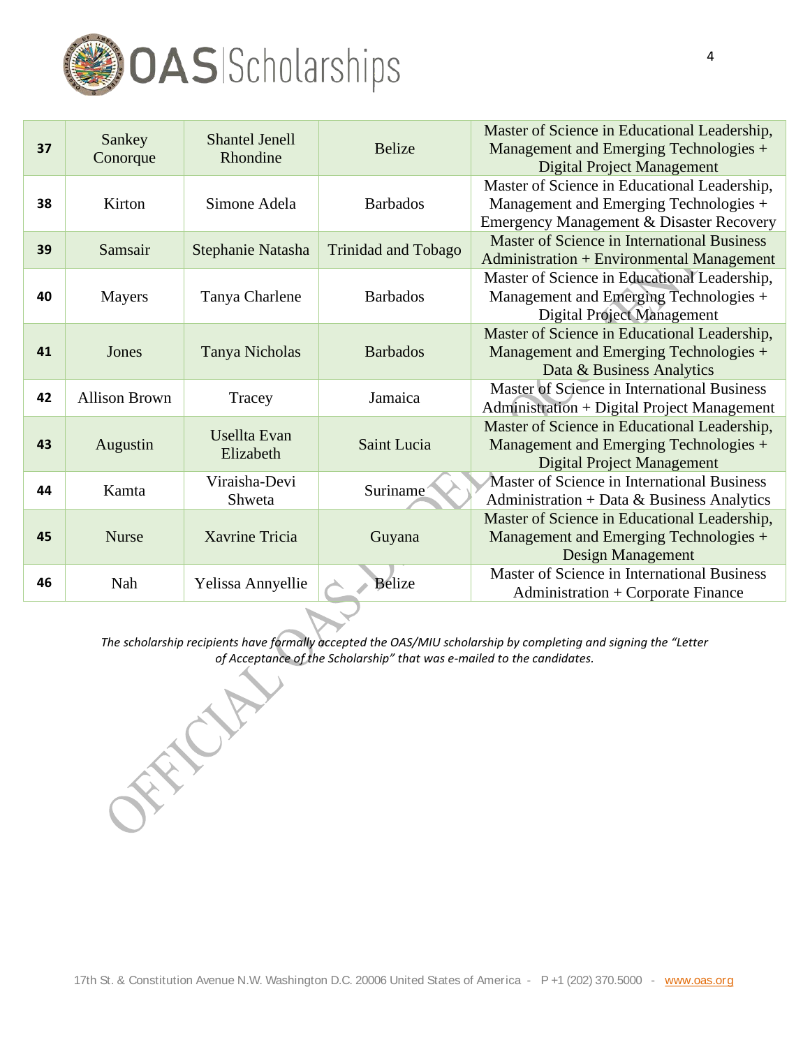| | | | | |
|---|---|---|---|---|
| **37** | Sankey Conorque | Shantel Jenell Rhondine | Belize | Master of Science in Educational Leadership, Management and Emerging Technologies + Digital Project Management |
| **38** | Kirton | Simone Adela | Barbados | Master of Science in Educational Leadership, Management and Emerging Technologies + Emergency Management & Disaster Recovery |
| **39** | Samsair | Stephanie Natasha | Trinidad and Tobago | Master of Science in International Business Administration + Environmental Management |
| **40** | Mayers | Tanya Charlene | Barbados | Master of Science in Educational Leadership, Management and Emerging Technologies + Digital Project Management |
| **41** | Jones | Tanya Nicholas | Barbados | Master of Science in Educational Leadership, Management and Emerging Technologies + Data & Business Analytics |
| **42** | Allison Brown | Tracey | Jamaica | Master of Science in International Business Administration + Digital Project Management |
| **43** | Augustin | Usellta Evan Elizabeth | Saint Lucia | Master of Science in Educational Leadership, Management and Emerging Technologies + Digital Project Management |
| **44** | Kamta | Viraisha-Devi Shweta | Suriname | Master of Science in International Business Administration + Data & Business Analytics |
| **45** | Nurse | Xavrine Tricia | Guyana | Master of Science in Educational Leadership, Management and Emerging Technologies + Design Management |
| **46** | Nah | Yelissa Annyellie | Belize | Master of Science in International Business Administration + Corporate Finance |

*The scholarship recipients have formally accepted the OAS/MIU scholarship by completing and signing the "Letter of Acceptance of the Scholarship" that was e-mailed to the candidates.*